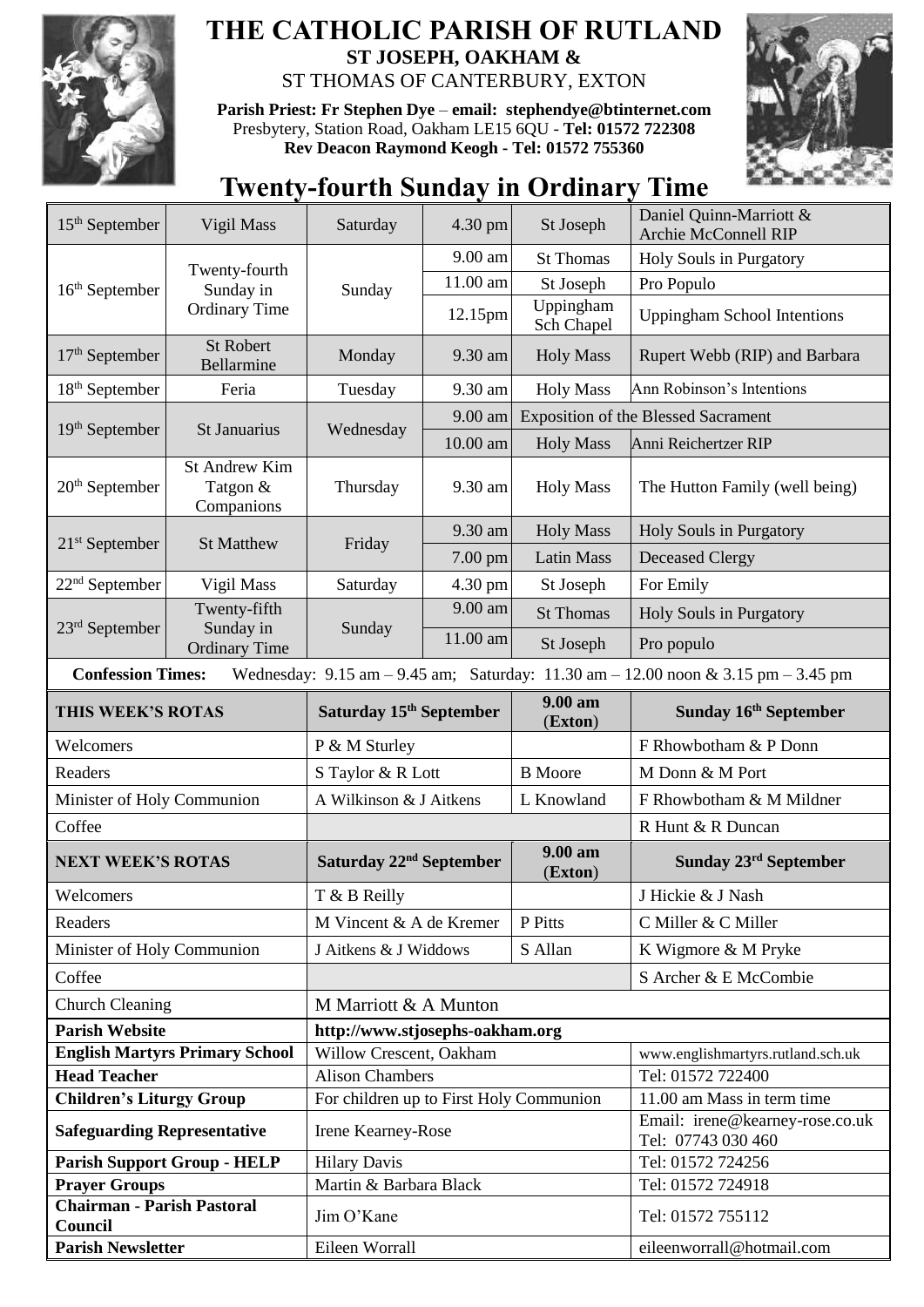# THE CATHOLIC PARISH OF RUTLAND

**ST JOSEPH, OAKHAM &**

ST THOMAS OF CANTERBURY, EXTON

**Parish Priest: Fr Stephen Dye** – **email: stephendye@btinternet.com**
Presbytery, Station Road, Oakham LE15 6QU - **Tel: 01572 722308**
**Rev Deacon Raymond Keogh - Tel: 01572 755360**

## Twenty-fourth Sunday in Ordinary Time

| | | | | | |
|---|---|---|---|---|---|
| 15th September | Vigil Mass | Saturday | 4.30 pm | St Joseph | Daniel Quinn-Marriott & Archie McConnell RIP |
| 16th September | Twenty-fourth Sunday in Ordinary Time | Sunday | 9.00 am | St Thomas | Holy Souls in Purgatory |
| | | | 11.00 am | St Joseph | Pro Populo |
| | | | 12.15pm | Uppingham Sch Chapel | Uppingham School Intentions |
| 17th September | St Robert Bellarmine | Monday | 9.30 am | Holy Mass | Rupert Webb (RIP) and Barbara |
| 18th September | Feria | Tuesday | 9.30 am | Holy Mass | Ann Robinson's Intentions |
| 19th September | St Januarius | Wednesday | 9.00 am | Exposition of the Blessed Sacrament | |
| | | | 10.00 am | Holy Mass | Anni Reichertzer RIP |
| 20th September | St Andrew Kim Tatgon & Companions | Thursday | 9.30 am | Holy Mass | The Hutton Family (well being) |
| 21st September | St Matthew | Friday | 9.30 am | Holy Mass | Holy Souls in Purgatory |
| | | | 7.00 pm | Latin Mass | Deceased Clergy |
| 22nd September | Vigil Mass | Saturday | 4.30 pm | St Joseph | For Emily |
| 23rd September | Twenty-fifth Sunday in Ordinary Time | Sunday | 9.00 am | St Thomas | Holy Souls in Purgatory |
| | | | 11.00 am | St Joseph | Pro populo |

**Confession Times:** Wednesday: 9.15 am – 9.45 am; Saturday: 11.30 am – 12.00 noon & 3.15 pm – 3.45 pm

| **THIS WEEK'S ROTAS** | **Saturday 15th September** | **9.00 am (Exton)** | **Sunday 16th September** |
|---|---|---|---|
| Welcomers | P & M Sturley | | F Rhowbotham & P Donn |
| Readers | S Taylor & R Lott | B Moore | M Donn & M Port |
| Minister of Holy Communion | A Wilkinson & J Aitkens | L Knowland | F Rhowbotham & M Mildner |
| Coffee | | | R Hunt & R Duncan |
| **NEXT WEEK'S ROTAS** | **Saturday 22nd September** | **9.00 am (Exton)** | **Sunday 23rd September** |
| Welcomers | T & B Reilly | | J Hickie & J Nash |
| Readers | M Vincent & A de Kremer | P Pitts | C Miller & C Miller |
| Minister of Holy Communion | J Aitkens & J Widdows | S Allan | K Wigmore & M Pryke |
| Coffee | | | S Archer & E McCombie |
| Church Cleaning | M Marriott & A Munton | | |

| | | |
|---|---|---|
| **Parish Website** | **http://www.stjosephs-oakham.org** | |
| **English Martyrs Primary School** | Willow Crescent, Oakham | www.englishmartyrs.rutland.sch.uk |
| **Head Teacher** | Alison Chambers | Tel: 01572 722400 |
| **Children's Liturgy Group** | For children up to First Holy Communion | 11.00 am Mass in term time |
| **Safeguarding Representative** | Irene Kearney-Rose | Email: irene@kearney-rose.co.uk Tel: 07743 030 460 |
| **Parish Support Group - HELP** | Hilary Davis | Tel: 01572 724256 |
| **Prayer Groups** | Martin & Barbara Black | Tel: 01572 724918 |
| **Chairman - Parish Pastoral Council** | Jim O'Kane | Tel: 01572 755112 |
| **Parish Newsletter** | Eileen Worrall | eileenworrall@hotmail.com |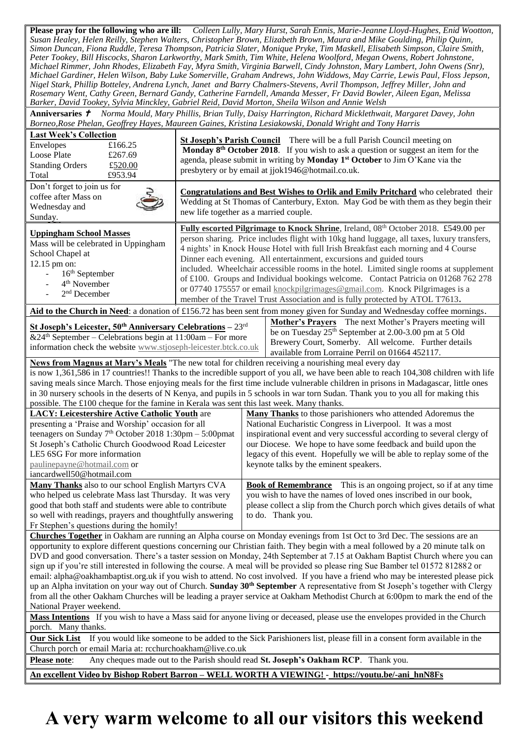**Please pray for the following who are ill:** *Colleen Lully, Mary Hurst, Sarah Ennis, Marie-Jeanne Lloyd-Hughes, Enid Wootton, Susan Healey, Helen Reilly, Stephen Walters, Christopher Brown, Elizabeth Brown, Maura and Mike Goulding, Philip Quinn, Simon Duncan, Fiona Ruddle, Teresa Thompson, Patricia Slater, Monique Pryke, Tim Maskell, Elisabeth Simpson, Claire Smith, Peter Tookey, Bill Hiscocks, Sharon Larkworthy, Mark Smith, Tim White, Helena Woolford, Megan Owens, Robert Johnstone, Michael Rimmer, John Rhodes, Elizabeth Fay, Myra Smith, Virginia Barwell, Cindy Johnston, Mary Lambert, John Owens (Snr), Michael Gardiner, Helen Wilson, Baby Luke Somerville, Graham Andrews, John Widdows, May Carrie, Lewis Paul, Floss Jepson, Nigel Stark, Phillip Botteley, Andrena Lynch, Janet and Barry Chalmers-Stevens, Avril Thompson, Jeffrey Miller, John and Rosemary Went, Cathy Green, Bernard Gandy, Catherine Farndell, Amanda Messer, Fr David Bowler, Aileen Egan, Melissa Barker, David Tookey, Sylvia Minckley, Gabriel Reid, David Morton, Sheila Wilson and Annie Welsh*

**Anniversaries** ✝ *Norma Mould, Mary Phillis, Brian Tully, Daisy Harrington, Richard Micklethwait, Margaret Davey, John Borneo,Rose Phelan, Geoffrey Hayes, Maureen Gaines, Kristina Lesiakowski, Donald Wright and Tony Harris*

**Last Week's Collection**

| | |
|---|---|
| Envelopes | £166.25 |
| Loose Plate | £267.69 |
| Standing Orders | £520.00 |
| Total | £953.94 |

**St Joseph's Parish Council** There will be a full Parish Council meeting on **Monday 8th October 2018**. If you wish to ask a question or suggest an item for the agenda, please submit in writing by **Monday 1st October** to Jim O'Kane via the presbytery or by email at jjok1946@hotmail.co.uk.

Don't forget to join us for coffee after Mass on Wednesday and Sunday.

**Congratulations and Best Wishes to Orlik and Emily Pritchard** who celebrated their Wedding at St Thomas of Canterbury, Exton. May God be with them as they begin their new life together as a married couple.

**Uppingham School Masses**
Mass will be celebrated in Uppingham School Chapel at 12.15 pm on:
- 16th September
- 4th November
- 2nd December

**Fully escorted Pilgrimage to Knock Shrine**, Ireland, 08th October 2018. £549.00 per person sharing. Price includes flight with 10kg hand luggage, all taxes, luxury transfers, 4 nights' in Knock House Hotel with full Irish Breakfast each morning and 4 Course Dinner each evening. All entertainment, excursions and guided tours included. Wheelchair accessible rooms in the hotel. Limited single rooms at supplement of £100. Groups and Individual bookings welcome. Contact Patricia on 01268 762 278 or 07740 175557 or email knockpilgrimages@gmail.com. Knock Pilgrimages is a member of the Travel Trust Association and is fully protected by ATOL T7613.

**Aid to the Church in Need**: a donation of £156.72 has been sent from money given for Sunday and Wednesday coffee mornings.

**St Joseph's Leicester, 50th Anniversary Celebrations** – 23rd &24th September – Celebrations begin at 11:00am – For more information check the website www.stjoseph-leicester.btck.co.uk

**Mother's Prayers** The next Mother's Prayers meeting will be on Tuesday 25th September at 2.00-3.00 pm at 5 Old Brewery Court, Somerby. All welcome. Further details available from Lorraine Perril on 01664 452117.

**News from Magnus at Mary's Meals** "The new total for children receiving a nourishing meal every day is now 1,361,586 in 17 countries!! Thanks to the incredible support of you all, we have been able to reach 104,308 children with life saving meals since March. Those enjoying meals for the first time include vulnerable children in prisons in Madagascar, little ones in 30 nursery schools in the deserts of N Kenya, and pupils in 5 schools in war torn Sudan. Thank you to you all for making this possible. The £100 cheque for the famine in Kerala was sent this last week. Many thanks.

**LACY: Leicestershire Active Catholic Youth** are presenting a 'Praise and Worship' occasion for all teenagers on Sunday 7th October 2018 1:30pm – 5:00pmat St Joseph's Catholic Church Goodwood Road Leicester LE5 6SG For more information paulinepayne@hotmail.com or iancardwell50@hotmail.com

**Many Thanks** to those parishioners who attended Adoremus the National Eucharistic Congress in Liverpool. It was a most inspirational event and very successful according to several clergy of our Diocese. We hope to have some feedback and build upon the legacy of this event. Hopefully we will be able to replay some of the keynote talks by the eminent speakers.

**Many Thanks** also to our school English Martyrs CVA who helped us celebrate Mass last Thursday. It was very good that both staff and students were able to contribute so well with readings, prayers and thoughtfully answering Fr Stephen's questions during the homily!

**Book of Remembrance** This is an ongoing project, so if at any time you wish to have the names of loved ones inscribed in our book, please collect a slip from the Church porch which gives details of what to do. Thank you.

**Churches Together** in Oakham are running an Alpha course on Monday evenings from 1st Oct to 3rd Dec. The sessions are an opportunity to explore different questions concerning our Christian faith. They begin with a meal followed by a 20 minute talk on DVD and good conversation. There's a taster session on Monday, 24th September at 7.15 at Oakham Baptist Church where you can sign up if you're still interested in following the course. A meal will be provided so please ring Sue Bamber tel 01572 812882 or email: alpha@oakhambaptist.org.uk if you wish to attend. No cost involved. If you have a friend who may be interested please pick up an Alpha invitation on your way out of Church. **Sunday 30th September** A representative from St Joseph's together with Clergy from all the other Oakham Churches will be leading a prayer service at Oakham Methodist Church at 6:00pm to mark the end of the National Prayer weekend.

**Mass Intentions** If you wish to have a Mass said for anyone living or deceased, please use the envelopes provided in the Church porch. Many thanks.

**Our Sick List** If you would like someone to be added to the Sick Parishioners list, please fill in a consent form available in the Church porch or email Maria at: rcchurchoakham@live.co.uk

**Please note**: Any cheques made out to the Parish should read **St. Joseph's Oakham RCP**. Thank you.

**An excellent Video by Bishop Robert Barron – WELL WORTH A VIEWING! - https://youtu.be/-ani_hnN8Fs**

# A very warm welcome to all our visitors this weekend